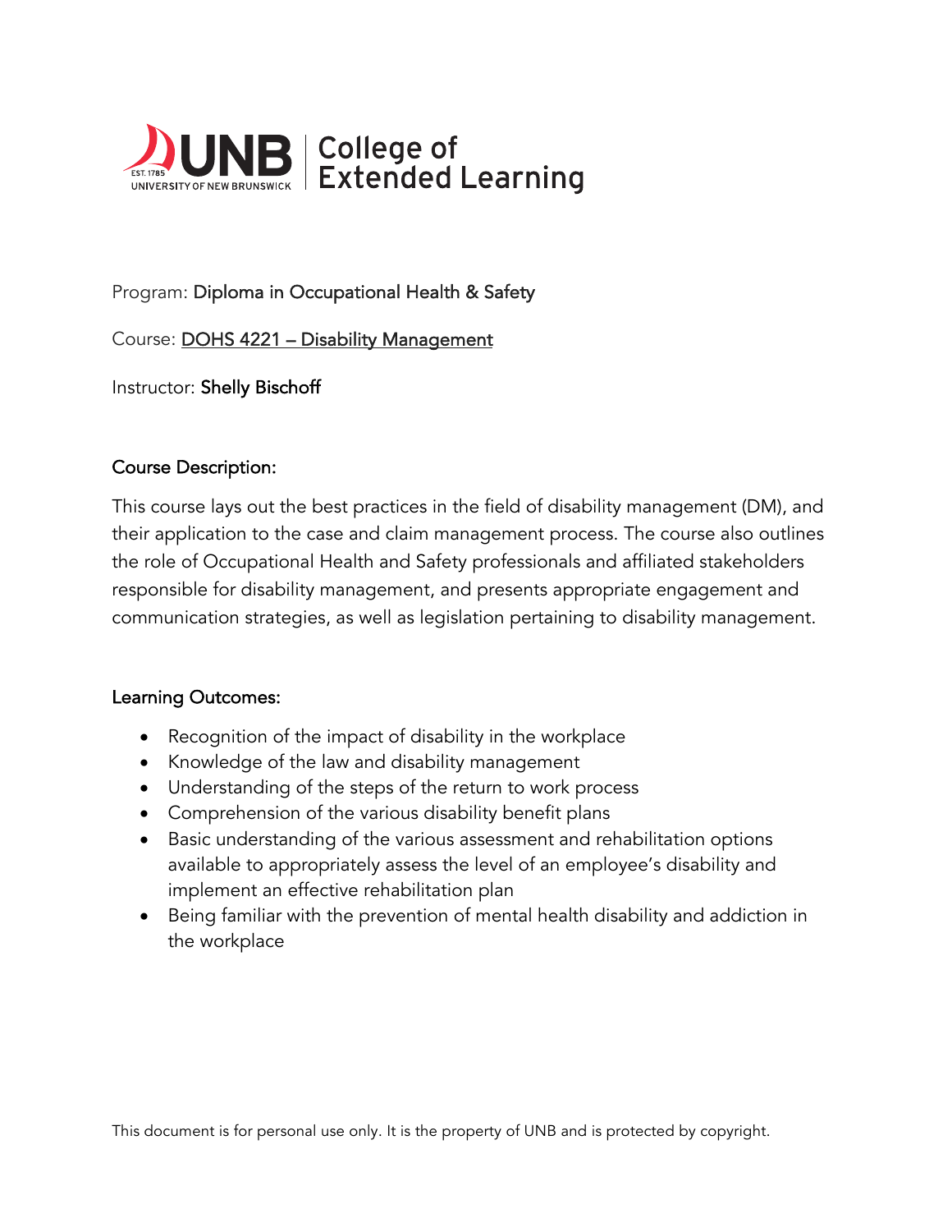UNB College of Extended Learning

Program: Diploma in Occupational Health & Safety

Course: DOHS 4221 – Disability Management

Instructor: Shelly Bischoff

## Course Description:

This course lays out the best practices in the field of disability management (DM), and their application to the case and claim management process. The course also outlines the role of Occupational Health and Safety professionals and affiliated stakeholders responsible for disability management, and presents appropriate engagement and communication strategies, as well as legislation pertaining to disability management.

## Learning Outcomes:

- Recognition of the impact of disability in the workplace
- Knowledge of the law and disability management
- Understanding of the steps of the return to work process
- Comprehension of the various disability benefit plans
- Basic understanding of the various assessment and rehabilitation options available to appropriately assess the level of an employee's disability and implement an effective rehabilitation plan
- Being familiar with the prevention of mental health disability and addiction in the workplace

This document is for personal use only. It is the property of UNB and is protected by copyright.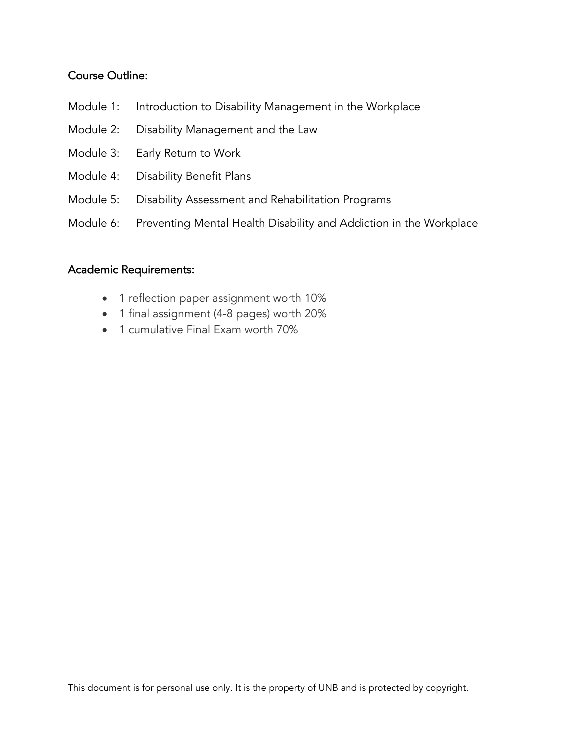## Course Outline:

Module 1: Introduction to Disability Management in the Workplace

Module 2: Disability Management and the Law

Module 3: Early Return to Work

Module 4: Disability Benefit Plans

Module 5: Disability Assessment and Rehabilitation Programs

Module 6: Preventing Mental Health Disability and Addiction in the Workplace

## Academic Requirements:

- 1 reflection paper assignment worth 10%
- 1 final assignment (4-8 pages) worth 20%
- 1 cumulative Final Exam worth 70%

This document is for personal use only. It is the property of UNB and is protected by copyright.